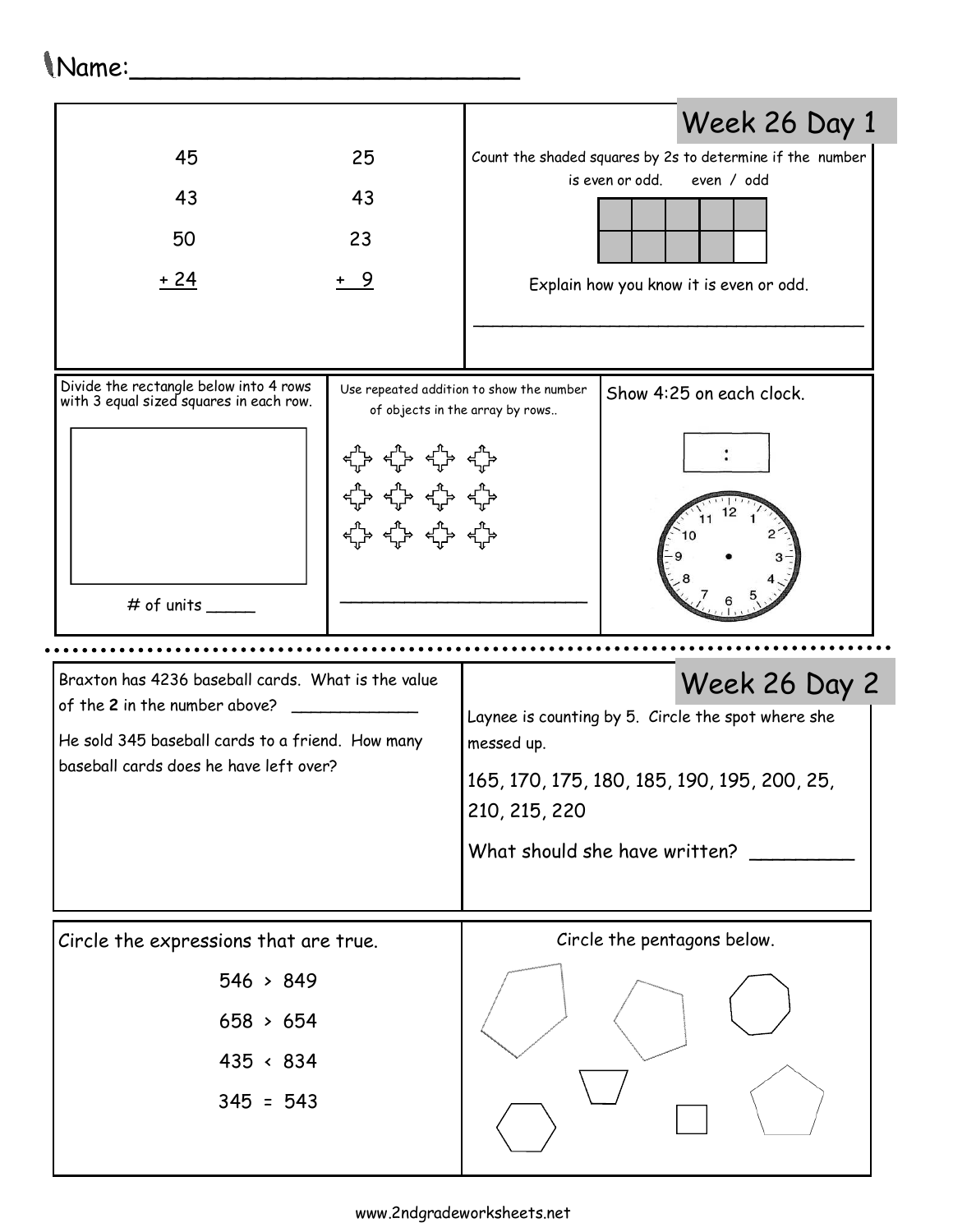Name:___________________________

## Week 26 Day 1

```
 45      25
 43      43
 50      23
+24     + 9
```

Count the shaded squares by 2s to determine if the number is even or odd. even / odd

Explain how you know it is even or odd.

______________________________________

Divide the rectangle below into 4 rows with 3 equal sized squares in each row.

# of units _____

Use repeated addition to show the number of objects in the array by rows..

______________________________

Show 4:25 on each clock.

:

## Week 26 Day 2

Braxton has 4236 baseball cards. What is the value of the **2** in the number above? ____________

He sold 345 baseball cards to a friend. How many baseball cards does he have left over?

Laynee is counting by 5. Circle the spot where she messed up.

165, 170, 175, 180, 185, 190, 195, 200, 25, 210, 215, 220

What should she have written? _________

Circle the expressions that are true.

546 > 849

658 > 654

435 < 834

345 = 543

Circle the pentagons below.

www.2ndgradeworksheets.net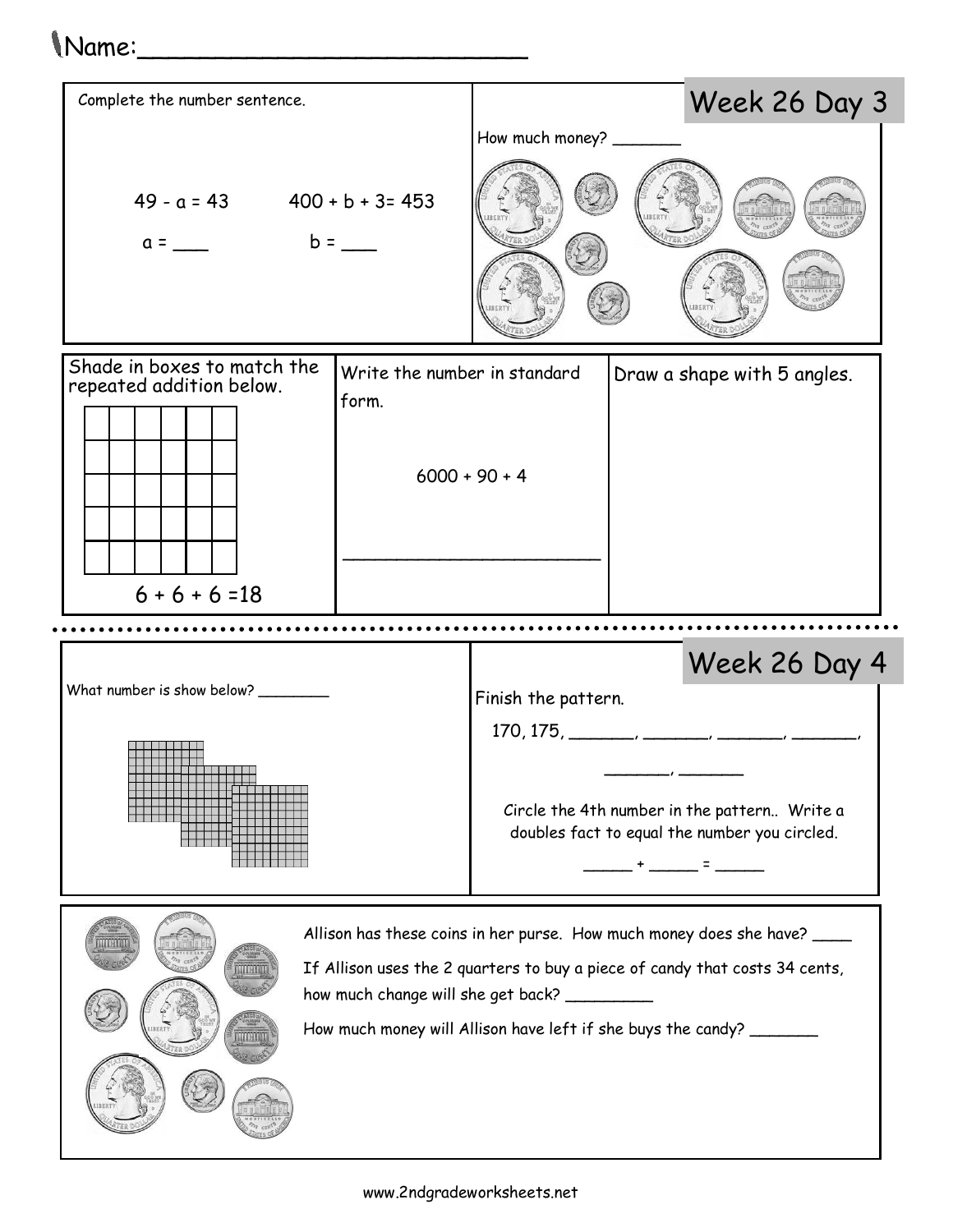Name:\_\_\_\_\_\_\_\_\_\_\_\_\_\_\_\_\_\_\_\_\_\_\_\_\_\_\_

## Week 26 Day 3

Complete the number sentence.

$49 - a = 43$ $400 + b + 3 = 453$

a = \_\_\_ b = \_\_\_

How much money? \_\_\_\_\_\_\_

Shade in boxes to match the repeated addition below.

$6 + 6 + 6 = 18$

Write the number in standard form.

$6000 + 90 + 4$

\_\_\_\_\_\_\_\_\_\_\_\_\_\_\_\_\_\_\_\_\_\_\_\_\_\_

Draw a shape with 5 angles.

---

## Week 26 Day 4

What number is show below? \_\_\_\_\_\_\_\_

Finish the pattern.

170, 175, \_\_\_\_\_\_\_, \_\_\_\_\_\_\_, \_\_\_\_\_\_\_, \_\_\_\_\_\_\_, \_\_\_\_\_\_\_, \_\_\_\_\_\_\_

Circle the 4th number in the pattern.. Write a doubles fact to equal the number you circled.

\_\_\_\_\_ + \_\_\_\_\_ = \_\_\_\_\_

Allison has these coins in her purse. How much money does she have? \_\_\_\_

If Allison uses the 2 quarters to buy a piece of candy that costs 34 cents, how much change will she get back? \_\_\_\_\_\_\_\_\_

How much money will Allison have left if she buys the candy? \_\_\_\_\_\_\_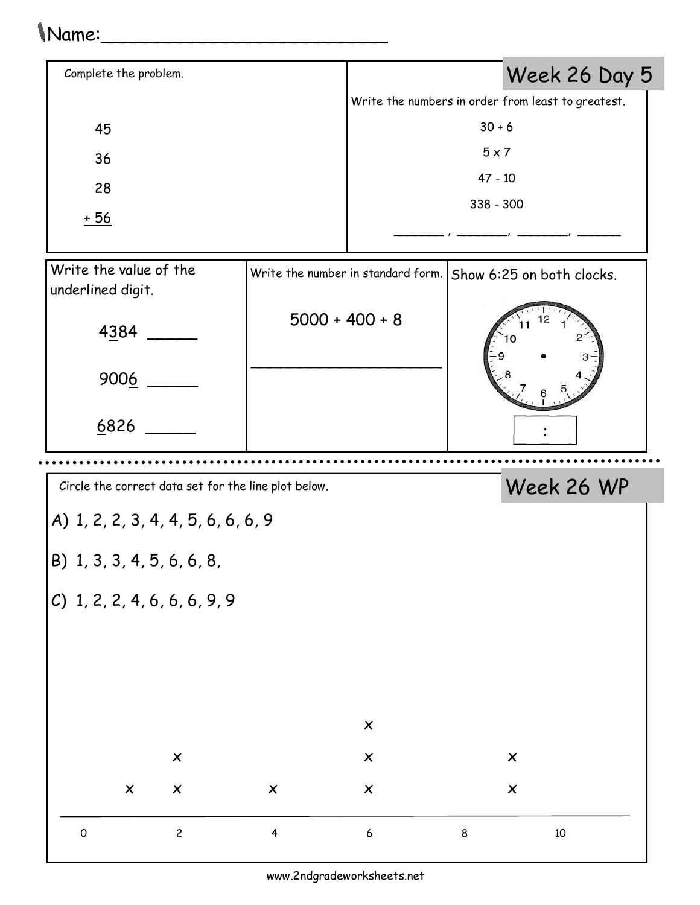Name:\_\_\_\_\_\_\_\_\_\_\_\_\_\_\_\_\_\_\_\_\_\_\_\_\_\_

## Week 26 Day 5

Complete the problem.

```
  45
  36
  28
+ 56
```

Write the numbers in order from least to greatest.

30 + 6

5 x 7

47 - 10

338 - 300

\_\_\_\_\_\_\_ , \_\_\_\_\_\_\_, \_\_\_\_\_\_\_, \_\_\_\_\_\_

Write the value of the underlined digit.

4<u>3</u>84 \_\_\_\_\_

900<u>6</u> \_\_\_\_\_

<u>6</u>826 \_\_\_\_\_

Write the number in standard form.

5000 + 400 + 8

\_\_\_\_\_\_\_\_\_\_\_\_\_\_\_\_\_\_\_\_

Show 6:25 on both clocks.

12 1 2 3 4 5 6 7 8 9 10 11

:

## Week 26 WP

Circle the correct data set for the line plot below.

A) 1, 2, 2, 3, 4, 4, 5, 6, 6, 6, 9

B) 1, 3, 3, 4, 5, 6, 6, 8,

C) 1, 2, 2, 4, 6, 6, 6, 9, 9

0 2 4 6 8 10

www.2ndgradeworksheets.net